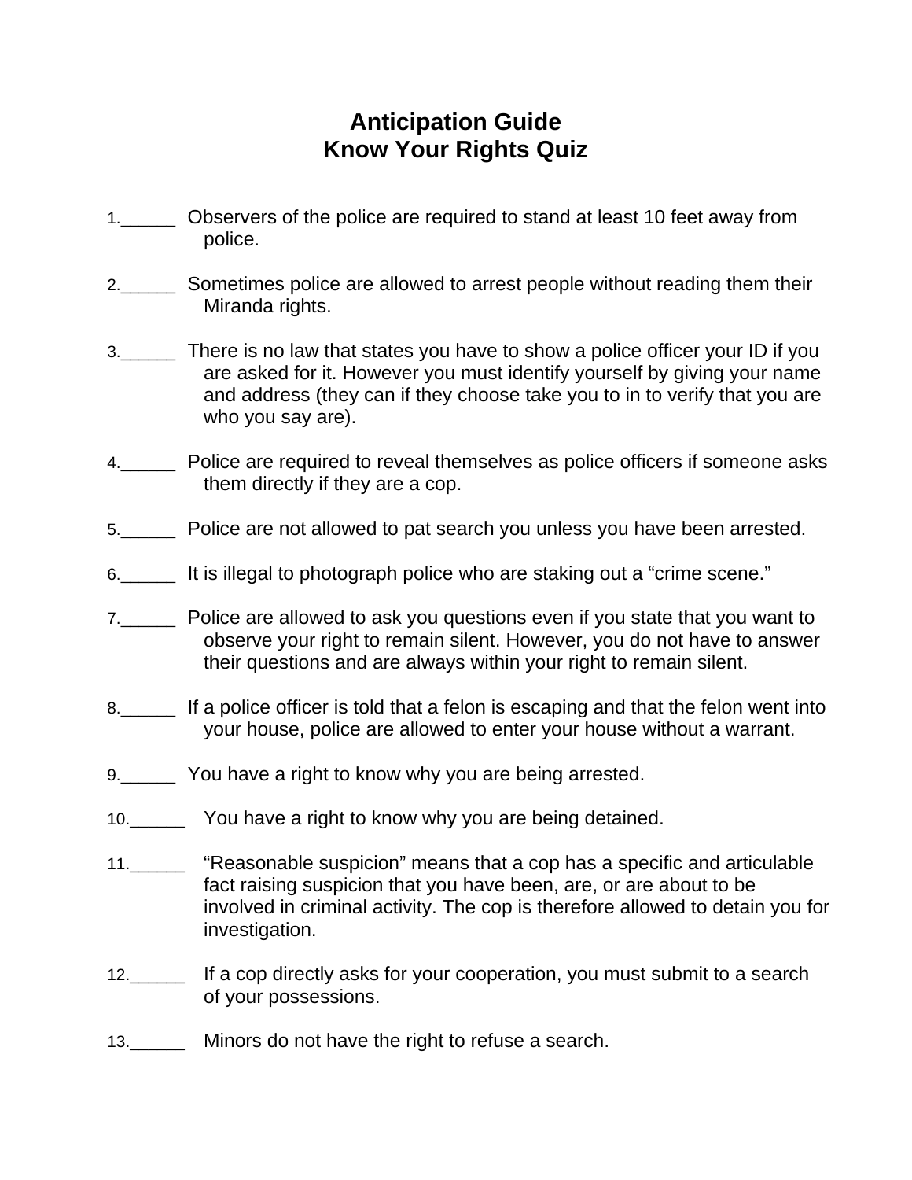# Anticipation Guide
# Know Your Rights Quiz

1.______ Observers of the police are required to stand at least 10 feet away from police.

2.______ Sometimes police are allowed to arrest people without reading them their Miranda rights.

3.______ There is no law that states you have to show a police officer your ID if you are asked for it. However you must identify yourself by giving your name and address (they can if they choose take you to in to verify that you are who you say are).

4.______ Police are required to reveal themselves as police officers if someone asks them directly if they are a cop.

5.______ Police are not allowed to pat search you unless you have been arrested.

6.______ It is illegal to photograph police who are staking out a "crime scene."

7.______ Police are allowed to ask you questions even if you state that you want to observe your right to remain silent. However, you do not have to answer their questions and are always within your right to remain silent.

8.______ If a police officer is told that a felon is escaping and that the felon went into your house, police are allowed to enter your house without a warrant.

9.______ You have a right to know why you are being arrested.

10.______ You have a right to know why you are being detained.

11.______ "Reasonable suspicion" means that a cop has a specific and articulable fact raising suspicion that you have been, are, or are about to be involved in criminal activity. The cop is therefore allowed to detain you for investigation.

12.______ If a cop directly asks for your cooperation, you must submit to a search of your possessions.

13.______ Minors do not have the right to refuse a search.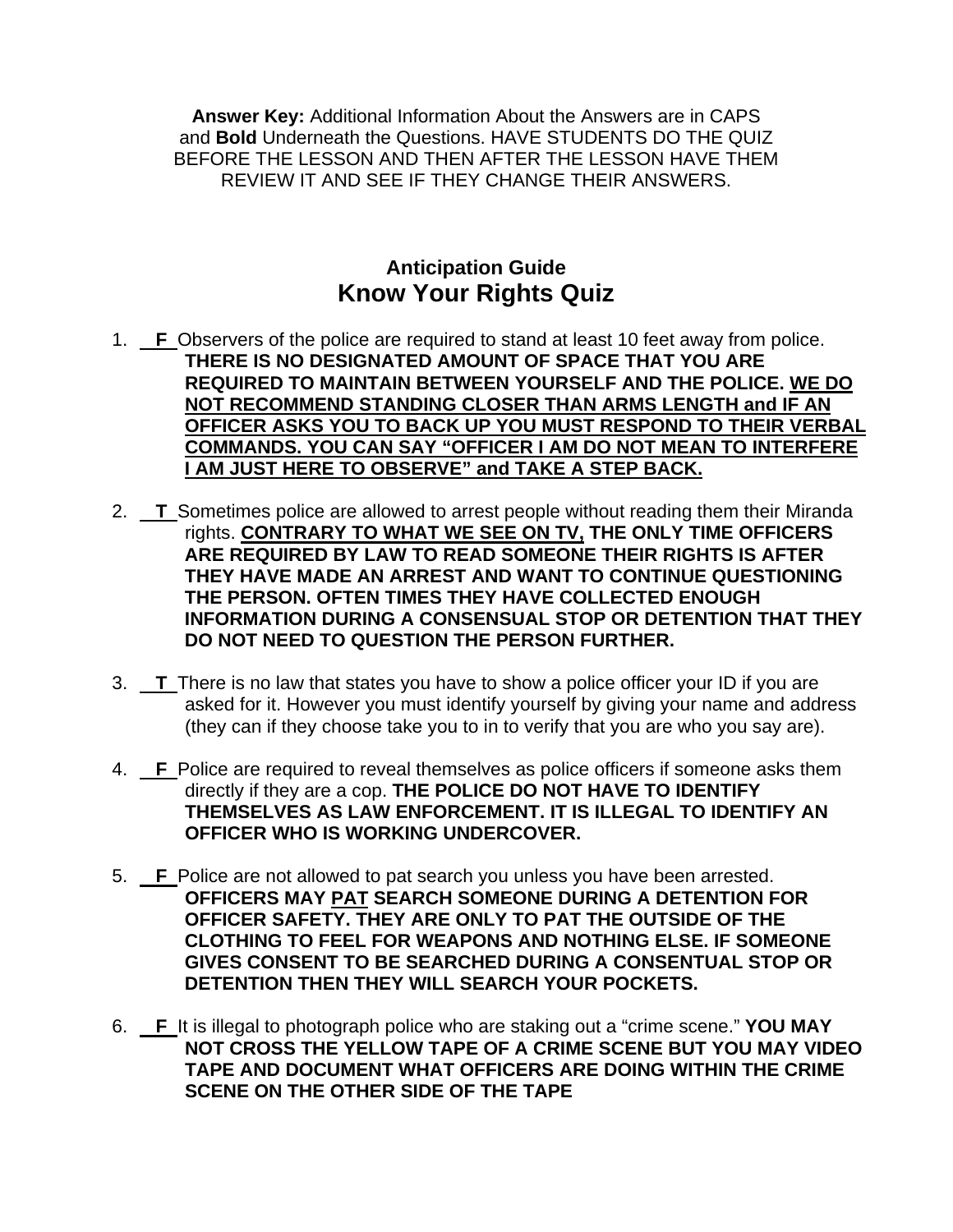**Answer Key:** Additional Information About the Answers are in CAPS and **Bold** Underneath the Questions. HAVE STUDENTS DO THE QUIZ BEFORE THE LESSON AND THEN AFTER THE LESSON HAVE THEM REVIEW IT AND SEE IF THEY CHANGE THEIR ANSWERS.

## Anticipation Guide

# Know Your Rights Quiz

1. __**F**__ Observers of the police are required to stand at least 10 feet away from police. **THERE IS NO DESIGNATED AMOUNT OF SPACE THAT YOU ARE REQUIRED TO MAINTAIN BETWEEN YOURSELF AND THE POLICE. <u>WE DO NOT RECOMMEND STANDING CLOSER THAN ARMS LENGTH and IF AN OFFICER ASKS YOU TO BACK UP YOU MUST RESPOND TO THEIR VERBAL COMMANDS. YOU CAN SAY "OFFICER I AM DO NOT MEAN TO INTERFERE I AM JUST HERE TO OBSERVE" and TAKE A STEP BACK.</u>**

2. __**T**__ Sometimes police are allowed to arrest people without reading them their Miranda rights. **<u>CONTRARY TO WHAT WE SEE ON TV,</u> THE ONLY TIME OFFICERS ARE REQUIRED BY LAW TO READ SOMEONE THEIR RIGHTS IS AFTER THEY HAVE MADE AN ARREST AND WANT TO CONTINUE QUESTIONING THE PERSON. OFTEN TIMES THEY HAVE COLLECTED ENOUGH INFORMATION DURING A CONSENSUAL STOP OR DETENTION THAT THEY DO NOT NEED TO QUESTION THE PERSON FURTHER.**

3. __**T**__ There is no law that states you have to show a police officer your ID if you are asked for it. However you must identify yourself by giving your name and address (they can if they choose take you to in to verify that you are who you say are).

4. __**F**__ Police are required to reveal themselves as police officers if someone asks them directly if they are a cop. **THE POLICE DO NOT HAVE TO IDENTIFY THEMSELVES AS LAW ENFORCEMENT. IT IS ILLEGAL TO IDENTIFY AN OFFICER WHO IS WORKING UNDERCOVER.**

5. __**F**__ Police are not allowed to pat search you unless you have been arrested. **OFFICERS MAY <u>PAT</u> SEARCH SOMEONE DURING A DETENTION FOR OFFICER SAFETY. THEY ARE ONLY TO PAT THE OUTSIDE OF THE CLOTHING TO FEEL FOR WEAPONS AND NOTHING ELSE. IF SOMEONE GIVES CONSENT TO BE SEARCHED DURING A CONSENTUAL STOP OR DETENTION THEN THEY WILL SEARCH YOUR POCKETS.**

6. __**F**__ It is illegal to photograph police who are staking out a "crime scene." **YOU MAY NOT CROSS THE YELLOW TAPE OF A CRIME SCENE BUT YOU MAY VIDEO TAPE AND DOCUMENT WHAT OFFICERS ARE DOING WITHIN THE CRIME SCENE ON THE OTHER SIDE OF THE TAPE**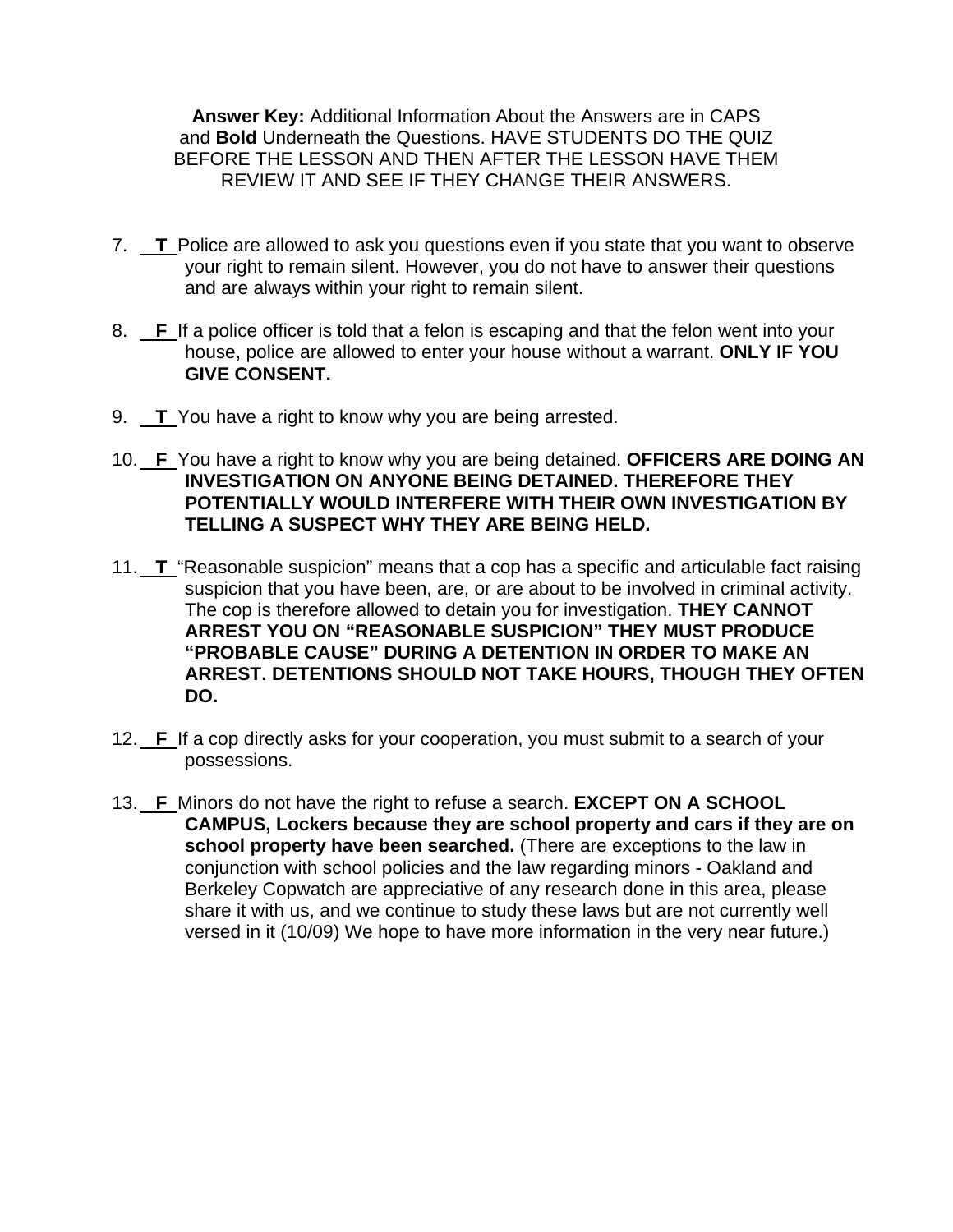**Answer Key:** Additional Information About the Answers are in CAPS and **Bold** Underneath the Questions. HAVE STUDENTS DO THE QUIZ BEFORE THE LESSON AND THEN AFTER THE LESSON HAVE THEM REVIEW IT AND SEE IF THEY CHANGE THEIR ANSWERS.

7. __**T**__ Police are allowed to ask you questions even if you state that you want to observe your right to remain silent. However, you do not have to answer their questions and are always within your right to remain silent.

8. __**F**__ If a police officer is told that a felon is escaping and that the felon went into your house, police are allowed to enter your house without a warrant. **ONLY IF YOU GIVE CONSENT.**

9. __**T**__ You have a right to know why you are being arrested.

10. __**F**__ You have a right to know why you are being detained. **OFFICERS ARE DOING AN INVESTIGATION ON ANYONE BEING DETAINED. THEREFORE THEY POTENTIALLY WOULD INTERFERE WITH THEIR OWN INVESTIGATION BY TELLING A SUSPECT WHY THEY ARE BEING HELD.**

11. __**T**__ "Reasonable suspicion" means that a cop has a specific and articulable fact raising suspicion that you have been, are, or are about to be involved in criminal activity. The cop is therefore allowed to detain you for investigation. **THEY CANNOT ARREST YOU ON "REASONABLE SUSPICION" THEY MUST PRODUCE "PROBABLE CAUSE" DURING A DETENTION IN ORDER TO MAKE AN ARREST. DETENTIONS SHOULD NOT TAKE HOURS, THOUGH THEY OFTEN DO.**

12. __**F**__ If a cop directly asks for your cooperation, you must submit to a search of your possessions.

13. __**F**__ Minors do not have the right to refuse a search. **EXCEPT ON A SCHOOL CAMPUS, Lockers because they are school property and cars if they are on school property have been searched.** (There are exceptions to the law in conjunction with school policies and the law regarding minors - Oakland and Berkeley Copwatch are appreciative of any research done in this area, please share it with us, and we continue to study these laws but are not currently well versed in it (10/09) We hope to have more information in the very near future.)